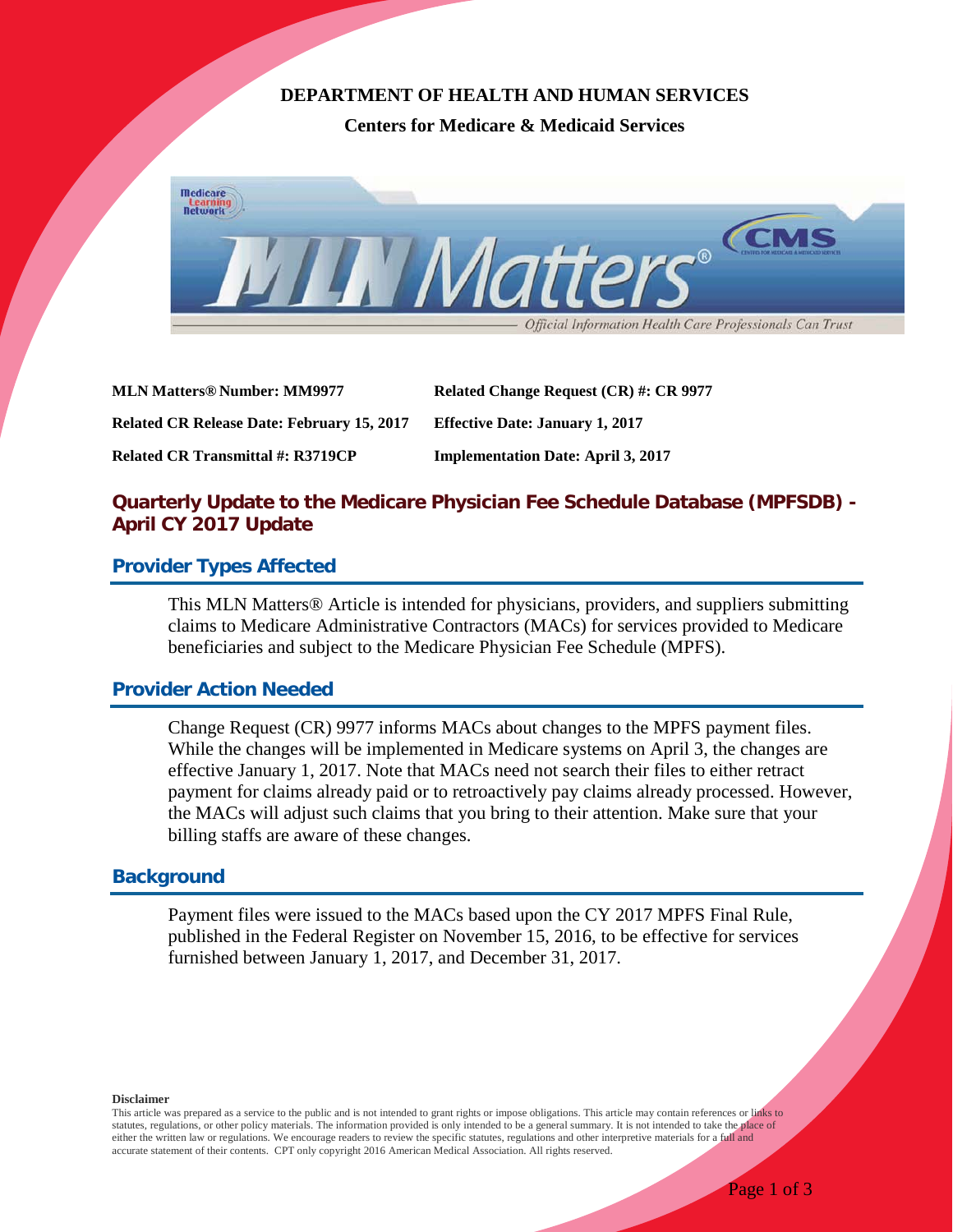**DEPARTMENT OF HEALTH AND HUMAN SERVICES**

**Centers for Medicare & Medicaid Services**

| | |
|---|---|
| **MLN Matters® Number: MM9977** | **Related Change Request (CR) #: CR 9977** |
| **Related CR Release Date: February 15, 2017** | **Effective Date: January 1, 2017** |
| **Related CR Transmittal #: R3719CP** | **Implementation Date: April 3, 2017** |

# Quarterly Update to the Medicare Physician Fee Schedule Database (MPFSDB) - April CY 2017 Update

## Provider Types Affected

This MLN Matters® Article is intended for physicians, providers, and suppliers submitting claims to Medicare Administrative Contractors (MACs) for services provided to Medicare beneficiaries and subject to the Medicare Physician Fee Schedule (MPFS).

## Provider Action Needed

Change Request (CR) 9977 informs MACs about changes to the MPFS payment files. While the changes will be implemented in Medicare systems on April 3, the changes are effective January 1, 2017. Note that MACs need not search their files to either retract payment for claims already paid or to retroactively pay claims already processed. However, the MACs will adjust such claims that you bring to their attention. Make sure that your billing staffs are aware of these changes.

## Background

Payment files were issued to the MACs based upon the CY 2017 MPFS Final Rule, published in the Federal Register on November 15, 2016, to be effective for services furnished between January 1, 2017, and December 31, 2017.

**Disclaimer**

This article was prepared as a service to the public and is not intended to grant rights or impose obligations. This article may contain references or links to statutes, regulations, or other policy materials. The information provided is only intended to be a general summary. It is not intended to take the place of either the written law or regulations. We encourage readers to review the specific statutes, regulations and other interpretive materials for a full and accurate statement of their contents. CPT only copyright 2016 American Medical Association. All rights reserved.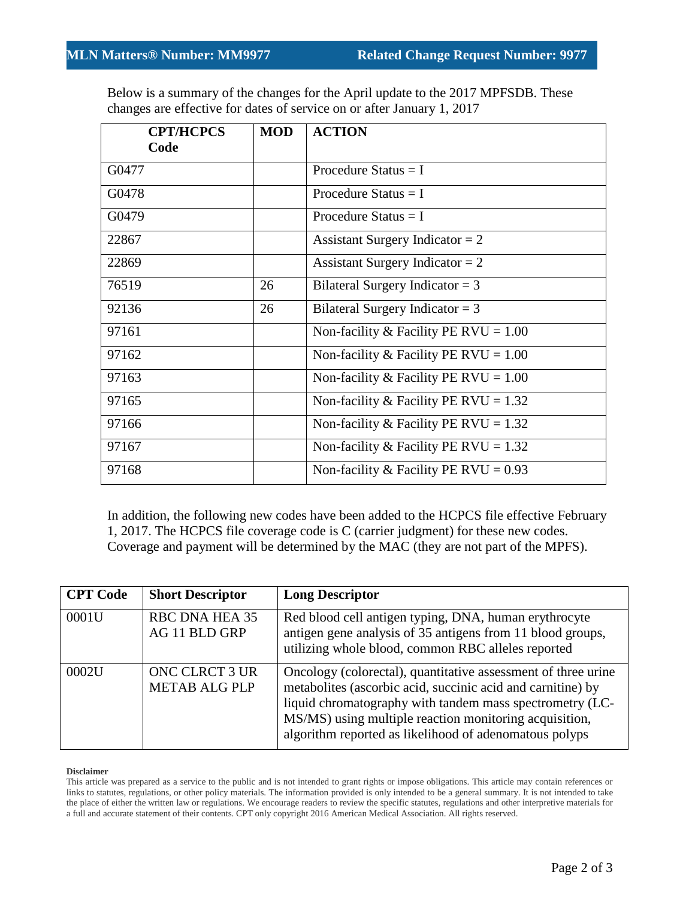Below is a summary of the changes for the April update to the 2017 MPFSDB. These changes are effective for dates of service on or after January 1, 2017

| CPT/HCPCS Code | MOD | ACTION |
|---|---|---|
| G0477 | | Procedure Status = I |
| G0478 | | Procedure Status = I |
| G0479 | | Procedure Status = I |
| 22867 | | Assistant Surgery Indicator = 2 |
| 22869 | | Assistant Surgery Indicator = 2 |
| 76519 | 26 | Bilateral Surgery Indicator = 3 |
| 92136 | 26 | Bilateral Surgery Indicator = 3 |
| 97161 | | Non-facility & Facility PE RVU = 1.00 |
| 97162 | | Non-facility & Facility PE RVU = 1.00 |
| 97163 | | Non-facility & Facility PE RVU = 1.00 |
| 97165 | | Non-facility & Facility PE RVU = 1.32 |
| 97166 | | Non-facility & Facility PE RVU = 1.32 |
| 97167 | | Non-facility & Facility PE RVU = 1.32 |
| 97168 | | Non-facility & Facility PE RVU = 0.93 |

In addition, the following new codes have been added to the HCPCS file effective February 1, 2017. The HCPCS file coverage code is C (carrier judgment) for these new codes. Coverage and payment will be determined by the MAC (they are not part of the MPFS).

| CPT Code | Short Descriptor | Long Descriptor |
|---|---|---|
| 0001U | RBC DNA HEA 35 AG 11 BLD GRP | Red blood cell antigen typing, DNA, human erythrocyte antigen gene analysis of 35 antigens from 11 blood groups, utilizing whole blood, common RBC alleles reported |
| 0002U | ONC CLRCT 3 UR METAB ALG PLP | Oncology (colorectal), quantitative assessment of three urine metabolites (ascorbic acid, succinic acid and carnitine) by liquid chromatography with tandem mass spectrometry (LC-MS/MS) using multiple reaction monitoring acquisition, algorithm reported as likelihood of adenomatous polyps |

**Disclaimer**

This article was prepared as a service to the public and is not intended to grant rights or impose obligations. This article may contain references or links to statutes, regulations, or other policy materials. The information provided is only intended to be a general summary. It is not intended to take the place of either the written law or regulations. We encourage readers to review the specific statutes, regulations and other interpretive materials for a full and accurate statement of their contents. CPT only copyright 2016 American Medical Association. All rights reserved.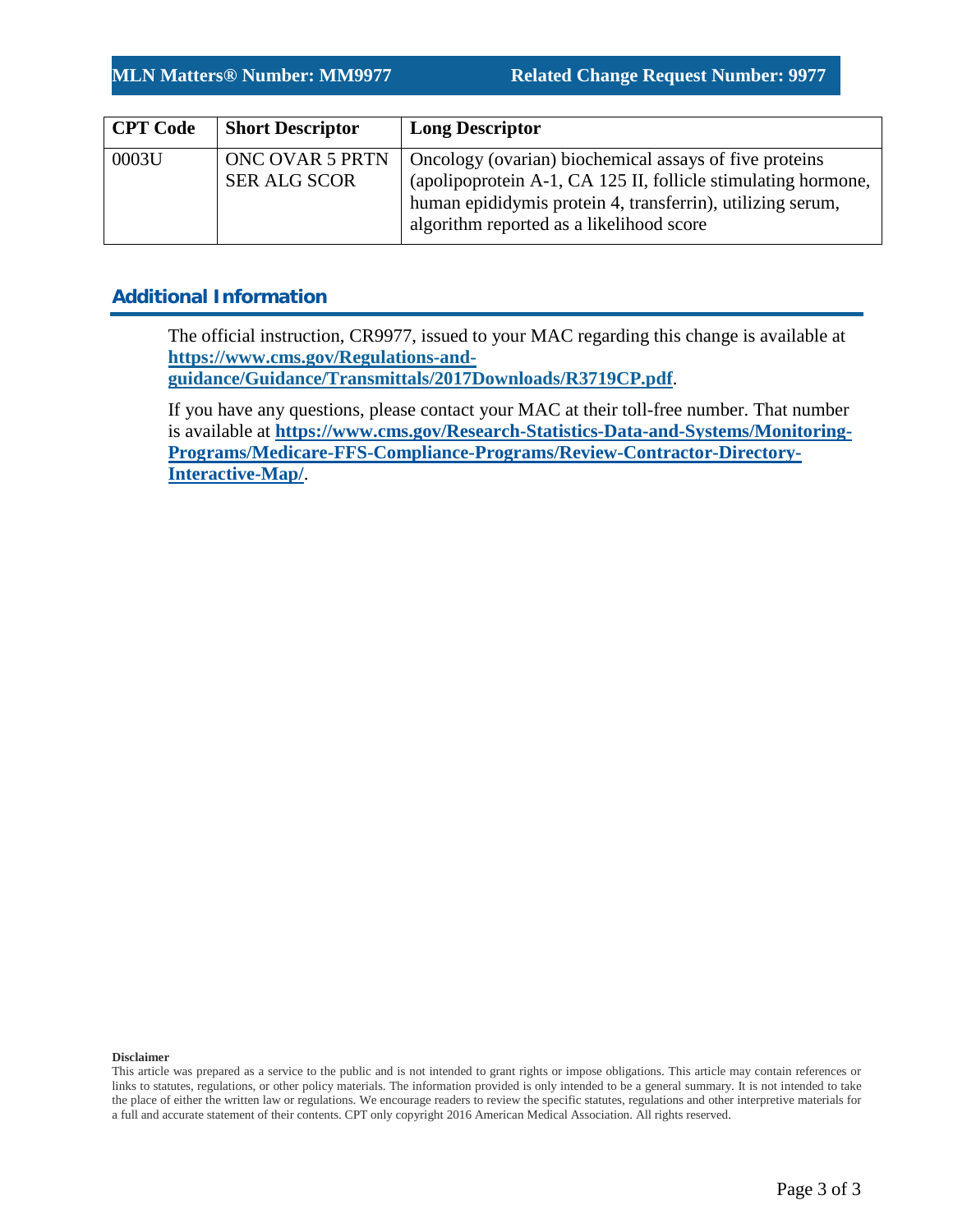| CPT Code | Short Descriptor | Long Descriptor |
|---|---|---|
| 0003U | ONC OVAR 5 PRTN SER ALG SCOR | Oncology (ovarian) biochemical assays of five proteins (apolipoprotein A-1, CA 125 II, follicle stimulating hormone, human epididymis protein 4, transferrin), utilizing serum, algorithm reported as a likelihood score |

## Additional Information

The official instruction, CR9977, issued to your MAC regarding this change is available at **https://www.cms.gov/Regulations-and-guidance/Guidance/Transmittals/2017Downloads/R3719CP.pdf**.

If you have any questions, please contact your MAC at their toll-free number. That number is available at **https://www.cms.gov/Research-Statistics-Data-and-Systems/Monitoring-Programs/Medicare-FFS-Compliance-Programs/Review-Contractor-Directory-Interactive-Map/**.

**Disclaimer**

This article was prepared as a service to the public and is not intended to grant rights or impose obligations. This article may contain references or links to statutes, regulations, or other policy materials. The information provided is only intended to be a general summary. It is not intended to take the place of either the written law or regulations. We encourage readers to review the specific statutes, regulations and other interpretive materials for a full and accurate statement of their contents. CPT only copyright 2016 American Medical Association. All rights reserved.